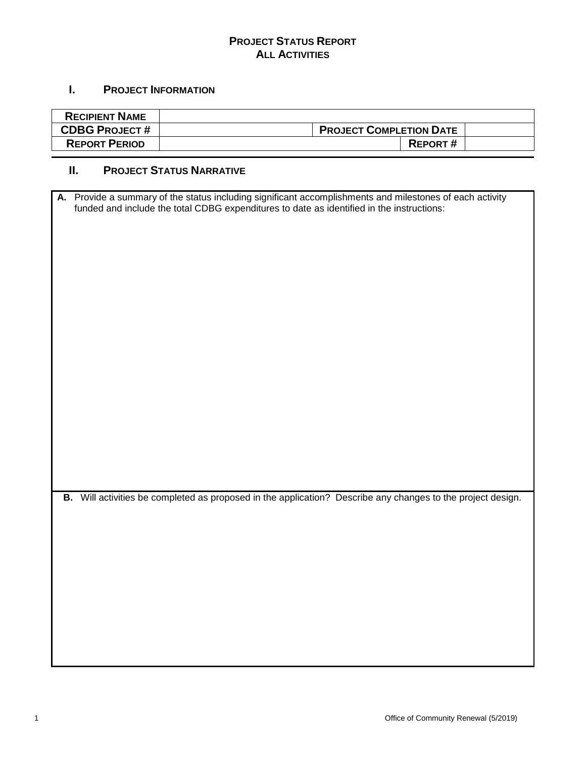# PROJECT STATUS REPORT
## ALL ACTIVITIES

### I. PROJECT INFORMATION

| RECIPIENT NAME | | | |
|---|---|---|---|
| CDBG PROJECT # | | PROJECT COMPLETION DATE | |
| REPORT PERIOD | | REPORT # | |

### II. PROJECT STATUS NARRATIVE

**A.** Provide a summary of the status including significant accomplishments and milestones of each activity funded and include the total CDBG expenditures to date as identified in the instructions:

**B.** Will activities be completed as proposed in the application? Describe any changes to the project design.

Office of Community Renewal (5/2019)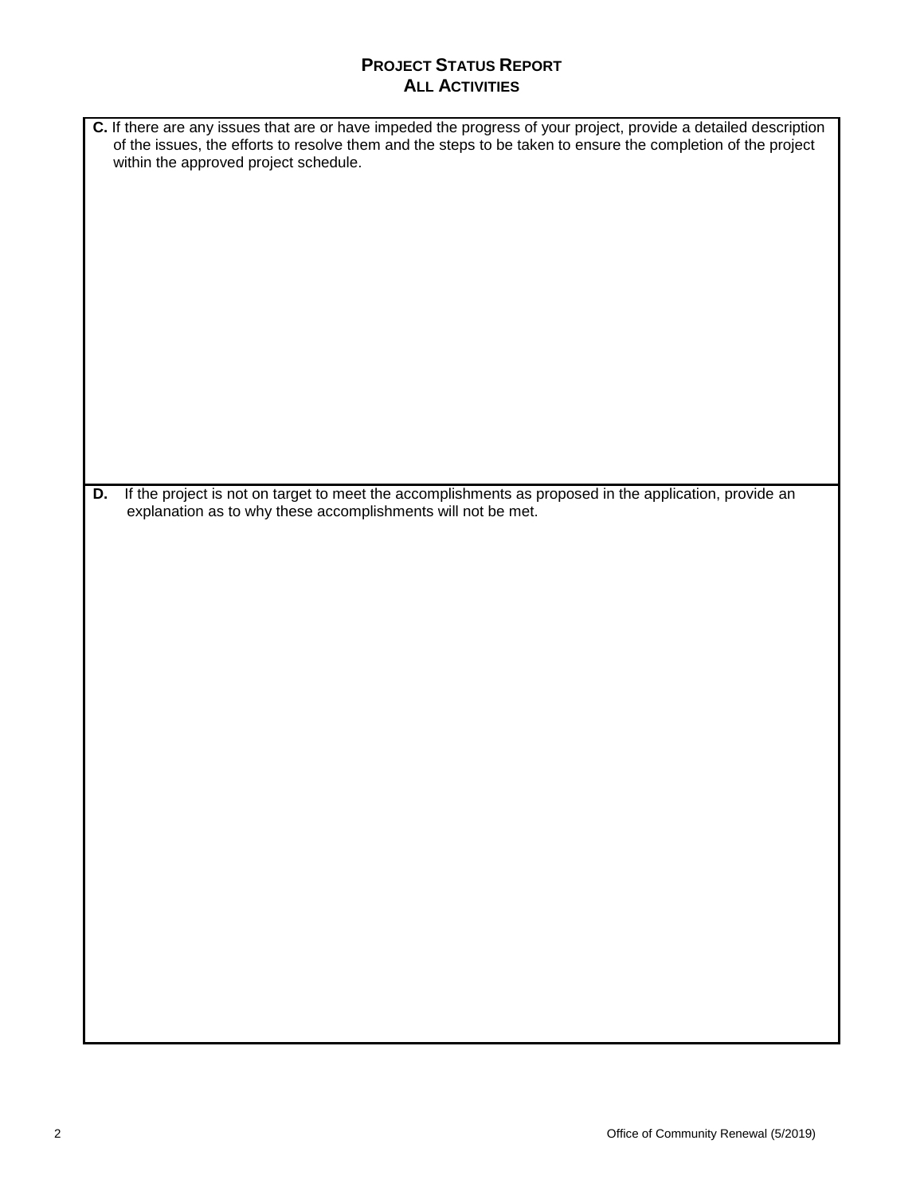## PROJECT STATUS REPORT
## ALL ACTIVITIES

**C.** If there are any issues that are or have impeded the progress of your project, provide a detailed description of the issues, the efforts to resolve them and the steps to be taken to ensure the completion of the project within the approved project schedule.

**D.** If the project is not on target to meet the accomplishments as proposed in the application, provide an explanation as to why these accomplishments will not be met.

Office of Community Renewal (5/2019)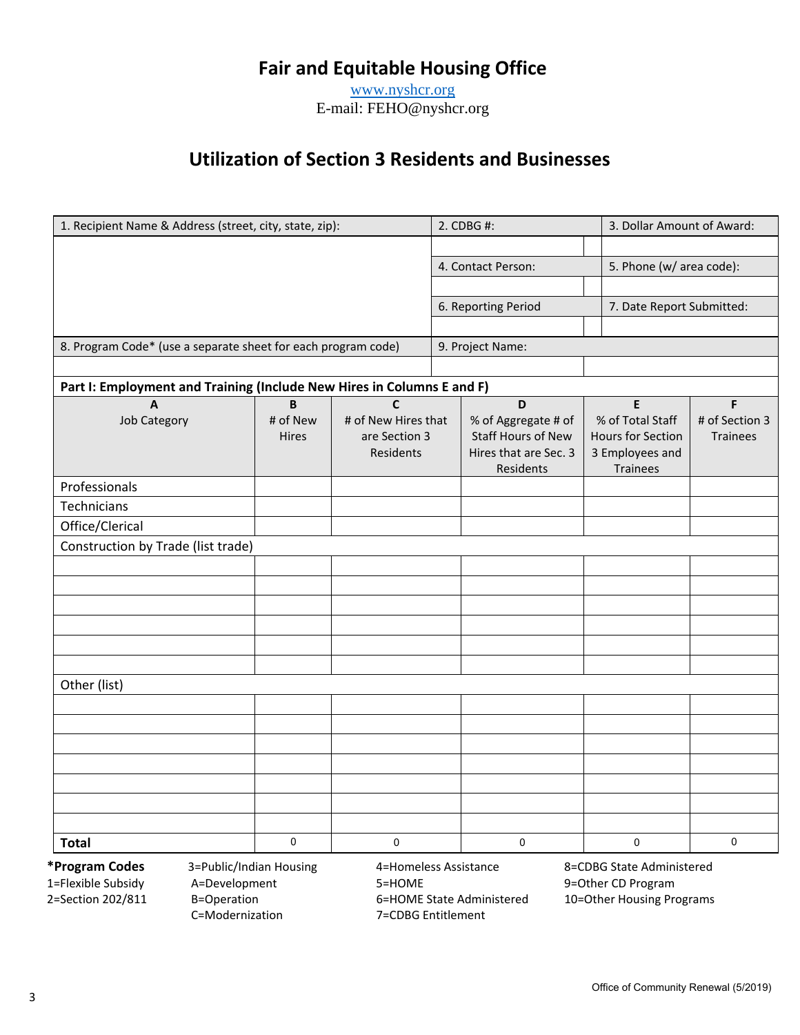# Fair and Equitable Housing Office

www.nyshcr.org
E-mail: FEHO@nyshcr.org

## Utilization of Section 3 Residents and Businesses

| 1. Recipient Name & Address (street, city, state, zip): | 2. CDBG #: | 3. Dollar Amount of Award: |
|---|---|---|
| | | |
| | 4. Contact Person: | 5. Phone (w/ area code): |
| | | |
| | 6. Reporting Period | 7. Date Report Submitted: |
| | | |
| 8. Program Code* (use a separate sheet for each program code) | 9. Project Name: | |
| | | |

**Part I: Employment and Training (Include New Hires in Columns E and F)**

| A<br>Job Category | B<br># of New Hires | C<br># of New Hires that are Section 3 Residents | D<br>% of Aggregate # of Staff Hours of New Hires that are Sec. 3 Residents | E<br>% of Total Staff Hours for Section 3 Employees and Trainees | F<br># of Section 3 Trainees |
|---|---|---|---|---|---|
| Professionals | | | | | |
| Technicians | | | | | |
| Office/Clerical | | | | | |
| Construction by Trade (list trade) | | | | | |
| | | | | | |
| | | | | | |
| | | | | | |
| | | | | | |
| | | | | | |
| | | | | | |
| Other (list) | | | | | |
| | | | | | |
| | | | | | |
| | | | | | |
| | | | | | |
| | | | | | |
| | | | | | |
| | | | | | |
| **Total** | 0 | 0 | 0 | 0 | 0 |

**\*Program Codes**

- 1=Flexible Subsidy
- 2=Section 202/811
- 3=Public/Indian Housing
  - A=Development
  - B=Operation
  - C=Modernization
- 4=Homeless Assistance
- 5=HOME
- 6=HOME State Administered
- 7=CDBG Entitlement
- 8=CDBG State Administered
- 9=Other CD Program
- 10=Other Housing Programs

Office of Community Renewal (5/2019)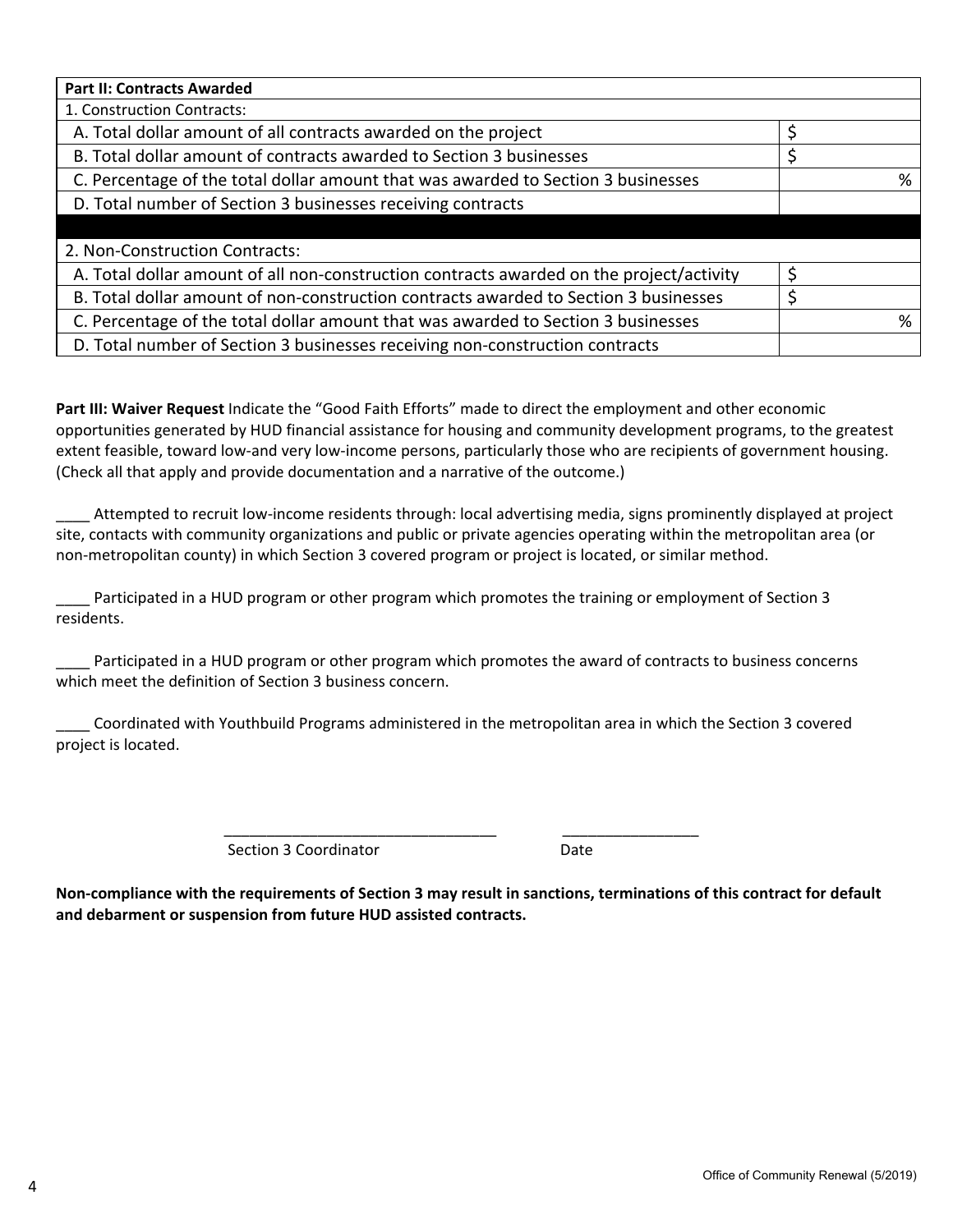| Part II: Contracts Awarded | |
|---|---|
| 1. Construction Contracts: | |
| A. Total dollar amount of all contracts awarded on the project | $ |
| B. Total dollar amount of contracts awarded to Section 3 businesses | $ |
| C. Percentage of the total dollar amount that was awarded to Section 3 businesses | % |
| D. Total number of Section 3 businesses receiving contracts | |
| | |
| 2. Non-Construction Contracts: | |
| A. Total dollar amount of all non-construction contracts awarded on the project/activity | $ |
| B. Total dollar amount of non-construction contracts awarded to Section 3 businesses | $ |
| C. Percentage of the total dollar amount that was awarded to Section 3 businesses | % |
| D. Total number of Section 3 businesses receiving non-construction contracts | |

**Part III: Waiver Request** Indicate the "Good Faith Efforts" made to direct the employment and other economic opportunities generated by HUD financial assistance for housing and community development programs, to the greatest extent feasible, toward low-and very low-income persons, particularly those who are recipients of government housing. (Check all that apply and provide documentation and a narrative of the outcome.)

____ Attempted to recruit low-income residents through: local advertising media, signs prominently displayed at project site, contacts with community organizations and public or private agencies operating within the metropolitan area (or non-metropolitan county) in which Section 3 covered program or project is located, or similar method.

____ Participated in a HUD program or other program which promotes the training or employment of Section 3 residents.

____ Participated in a HUD program or other program which promotes the award of contracts to business concerns which meet the definition of Section 3 business concern.

____ Coordinated with Youthbuild Programs administered in the metropolitan area in which the Section 3 covered project is located.

________________________________ ________________

Section 3 Coordinator Date

**Non-compliance with the requirements of Section 3 may result in sanctions, terminations of this contract for default and debarment or suspension from future HUD assisted contracts.**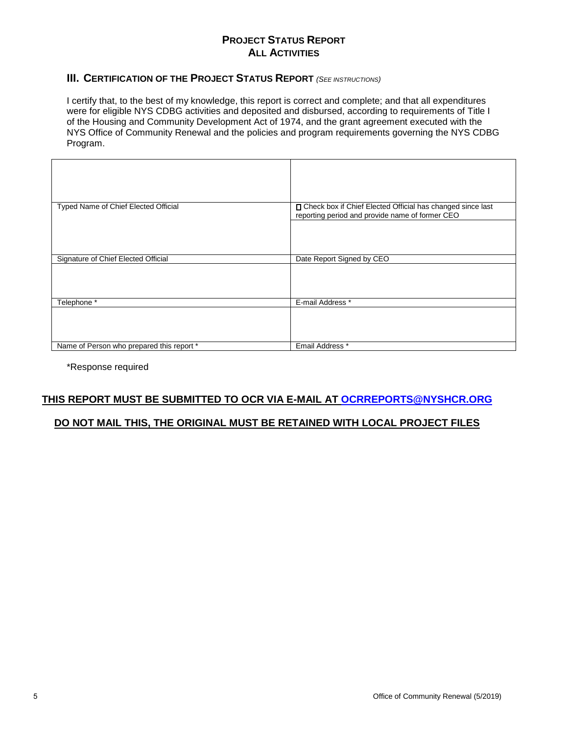## PROJECT STATUS REPORT
## ALL ACTIVITIES

### III. CERTIFICATION OF THE PROJECT STATUS REPORT *(SEE INSTRUCTIONS)*

I certify that, to the best of my knowledge, this report is correct and complete; and that all expenditures were for eligible NYS CDBG activities and deposited and disbursed, according to requirements of Title I of the Housing and Community Development Act of 1974, and the grant agreement executed with the NYS Office of Community Renewal and the policies and program requirements governing the NYS CDBG Program.

| | |
|---|---|
| | |
| Typed Name of Chief Elected Official | ☐ Check box if Chief Elected Official has changed since last reporting period and provide name of former CEO |
| | |
| Signature of Chief Elected Official | Date Report Signed by CEO |
| | |
| Telephone * | E-mail Address * |
| | |
| Name of Person who prepared this report * | Email Address * |

*Response required

**THIS REPORT MUST BE SUBMITTED TO OCR VIA E-MAIL AT OCRREPORTS@NYSHCR.ORG**

**DO NOT MAIL THIS, THE ORIGINAL MUST BE RETAINED WITH LOCAL PROJECT FILES**

Office of Community Renewal (5/2019)